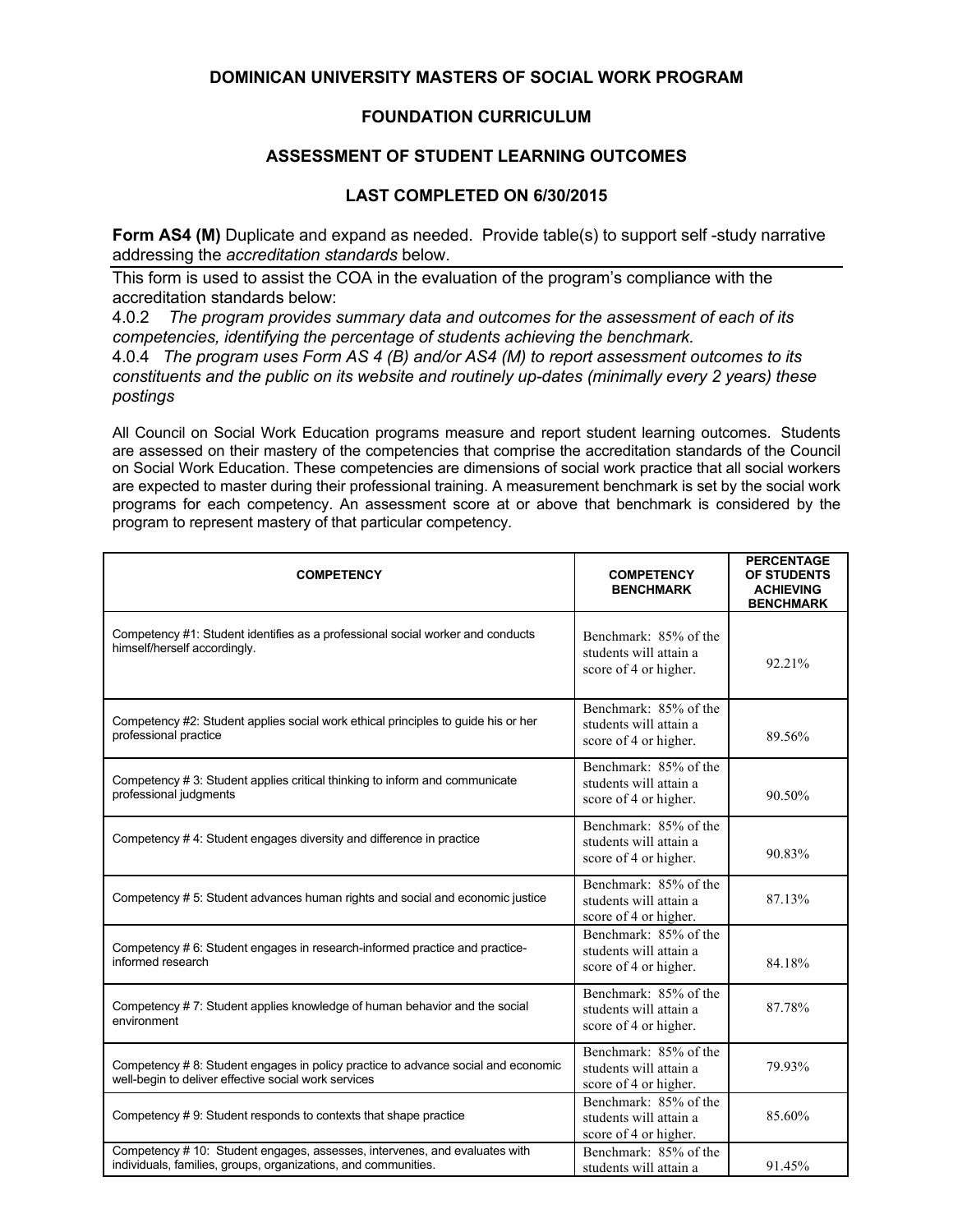**DOMINICAN UNIVERSITY MASTERS OF SOCIAL WORK PROGRAM**

**FOUNDATION CURRICULUM**

**ASSESSMENT OF STUDENT LEARNING OUTCOMES**

**LAST COMPLETED ON 6/30/2015**

**Form AS4 (M)** Duplicate and expand as needed. Provide table(s) to support self -study narrative addressing the *accreditation standards* below.

This form is used to assist the COA in the evaluation of the program's compliance with the accreditation standards below:

4.0.2 *The program provides summary data and outcomes for the assessment of each of its competencies, identifying the percentage of students achieving the benchmark.*

4.0.4 *The program uses Form AS 4 (B) and/or AS4 (M) to report assessment outcomes to its constituents and the public on its website and routinely up-dates (minimally every 2 years) these postings*

All Council on Social Work Education programs measure and report student learning outcomes. Students are assessed on their mastery of the competencies that comprise the accreditation standards of the Council on Social Work Education. These competencies are dimensions of social work practice that all social workers are expected to master during their professional training. A measurement benchmark is set by the social work programs for each competency. An assessment score at or above that benchmark is considered by the program to represent mastery of that particular competency.

| COMPETENCY | COMPETENCY BENCHMARK | PERCENTAGE OF STUDENTS ACHIEVING BENCHMARK |
|---|---|---|
| Competency #1: Student identifies as a professional social worker and conducts himself/herself accordingly. | Benchmark: 85% of the students will attain a score of 4 or higher. | 92.21% |
| Competency #2: Student applies social work ethical principles to guide his or her professional practice | Benchmark: 85% of the students will attain a score of 4 or higher. | 89.56% |
| Competency # 3: Student applies critical thinking to inform and communicate professional judgments | Benchmark: 85% of the students will attain a score of 4 or higher. | 90.50% |
| Competency # 4: Student engages diversity and difference in practice | Benchmark: 85% of the students will attain a score of 4 or higher. | 90.83% |
| Competency # 5: Student advances human rights and social and economic justice | Benchmark: 85% of the students will attain a score of 4 or higher. | 87.13% |
| Competency # 6: Student engages in research-informed practice and practice-informed research | Benchmark: 85% of the students will attain a score of 4 or higher. | 84.18% |
| Competency # 7: Student applies knowledge of human behavior and the social environment | Benchmark: 85% of the students will attain a score of 4 or higher. | 87.78% |
| Competency # 8: Student engages in policy practice to advance social and economic well-begin to deliver effective social work services | Benchmark: 85% of the students will attain a score of 4 or higher. | 79.93% |
| Competency # 9: Student responds to contexts that shape practice | Benchmark: 85% of the students will attain a score of 4 or higher. | 85.60% |
| Competency # 10: Student engages, assesses, intervenes, and evaluates with individuals, families, groups, organizations, and communities. | Benchmark: 85% of the students will attain a | 91.45% |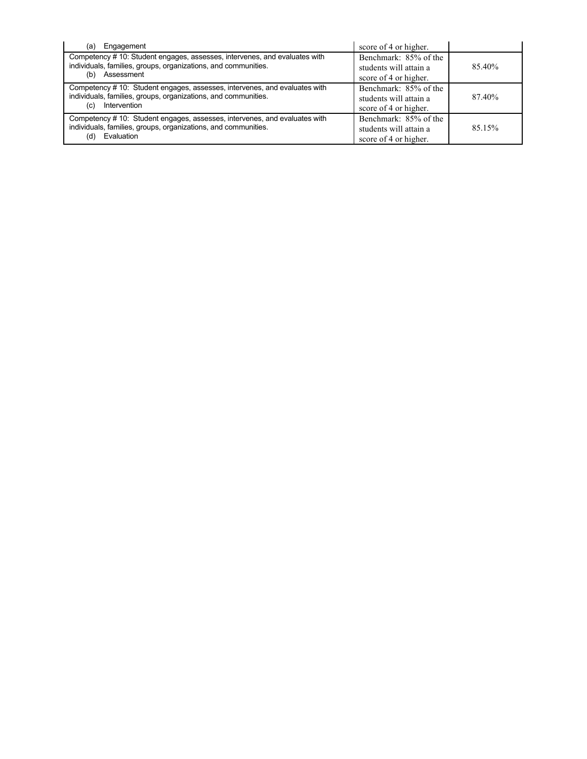| | | |
|---|---|---|
| (a) Engagement | score of 4 or higher. | |
| Competency # 10: Student engages, assesses, intervenes, and evaluates with individuals, families, groups, organizations, and communities. (b) Assessment | Benchmark: 85% of the students will attain a score of 4 or higher. | 85.40% |
| Competency # 10: Student engages, assesses, intervenes, and evaluates with individuals, families, groups, organizations, and communities. (c) Intervention | Benchmark: 85% of the students will attain a score of 4 or higher. | 87.40% |
| Competency # 10: Student engages, assesses, intervenes, and evaluates with individuals, families, groups, organizations, and communities. (d) Evaluation | Benchmark: 85% of the students will attain a score of 4 or higher. | 85.15% |